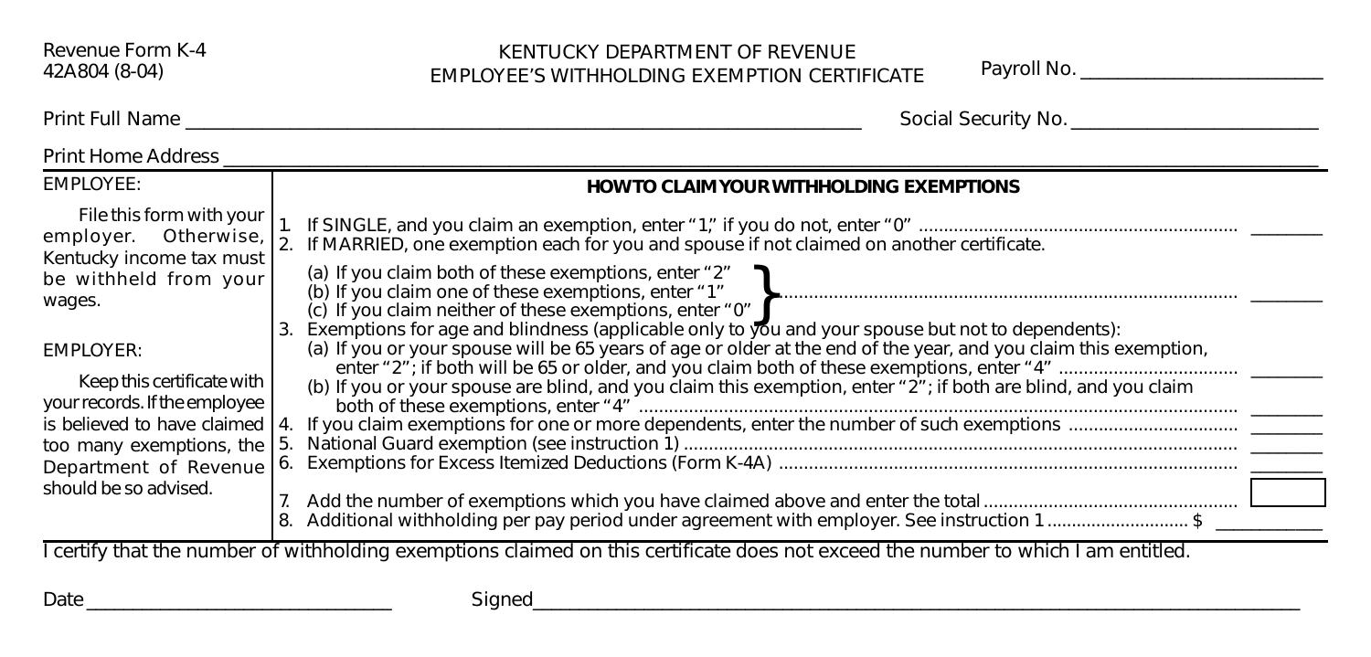Revenue Form K-4
42A804 (8-04)

# KENTUCKY DEPARTMENT OF REVENUE
## EMPLOYEE'S WITHHOLDING EXEMPTION CERTIFICATE

Payroll No. ________________________

Print Full Name ______________________________________________________ Social Security No. ________________________

Print Home Address ____________________________________________________________________________________________

| EMPLOYEE: | **HOW TO CLAIM YOUR WITHHOLDING EXEMPTIONS** |
|---|---|
| File this form with your employer. Otherwise, Kentucky income tax must be withheld from your wages. | 1. If SINGLE, and you claim an exemption, enter "1," if you do not, enter "0" .............. ________ |
| | 2. If MARRIED, one exemption each for you and spouse if not claimed on another certificate. |
| | (a) If you claim both of these exemptions, enter "2"<br>(b) If you claim one of these exemptions, enter "1"<br>(c) If you claim neither of these exemptions, enter "0" } .............. ________ |
| EMPLOYER: | 3. Exemptions for age and blindness (applicable only to you and your spouse but not to dependents): |
| Keep this certificate with your records. If the employee is believed to have claimed too many exemptions, the Department of Revenue should be so advised. | (a) If you or your spouse will be 65 years of age or older at the end of the year, and you claim this exemption, enter "2"; if both will be 65 or older, and you claim both of these exemptions, enter "4" .............. ________ |
| | (b) If you or your spouse are blind, and you claim this exemption, enter "2"; if both are blind, and you claim both of these exemptions, enter "4" .............. ________ |
| | 4. If you claim exemptions for one or more dependents, enter the number of such exemptions .............. ________ |
| | 5. National Guard exemption (see instruction 1) .............. ________ |
| | 6. Exemptions for Excess Itemized Deductions (Form K-4A) .............. ________ |
| | 7. Add the number of exemptions which you have claimed above and enter the total .............. [ ] |
| | 8. Additional withholding per pay period under agreement with employer. See instruction 1 .............. $ ________ |

I certify that the number of withholding exemptions claimed on this certificate does not exceed the number to which I am entitled.

Date ____________________________ Signed ______________________________________________________________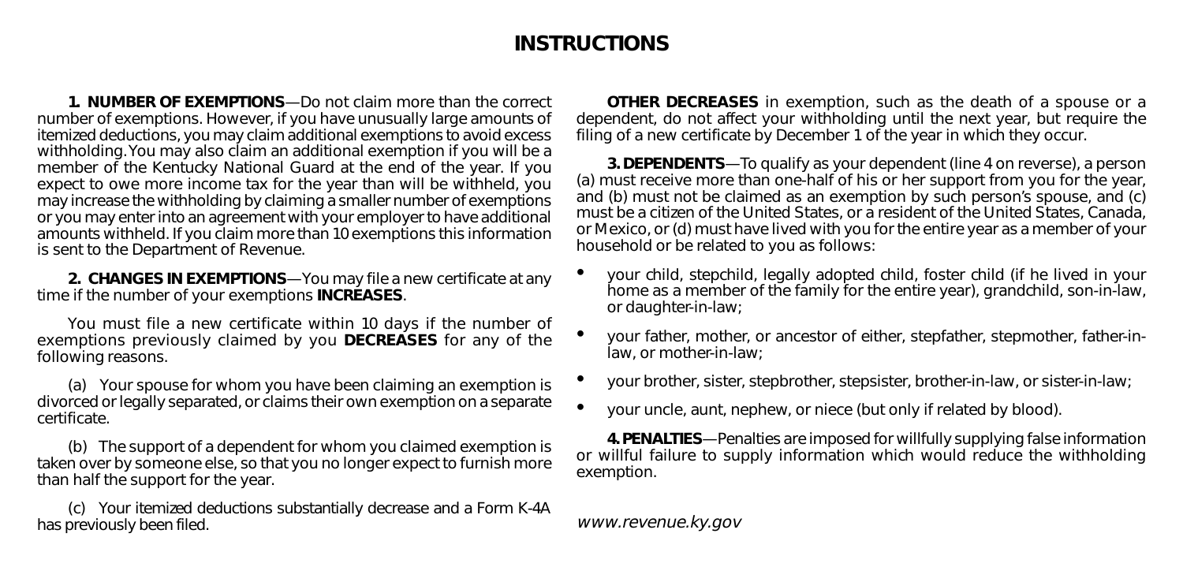# INSTRUCTIONS

**1. NUMBER OF EXEMPTIONS**—Do not claim more than the correct number of exemptions. However, if you have unusually large amounts of itemized deductions, you may claim additional exemptions to avoid excess withholding. You may also claim an additional exemption if you will be a member of the Kentucky National Guard at the end of the year. If you expect to owe more income tax for the year than will be withheld, you may increase the withholding by claiming a smaller number of exemptions or you may enter into an agreement with your employer to have additional amounts withheld. If you claim more than 10 exemptions this information is sent to the Department of Revenue.

**2. CHANGES IN EXEMPTIONS**—You may file a new certificate at any time if the number of your exemptions **INCREASES**.

You must file a new certificate within 10 days if the number of exemptions previously claimed by you **DECREASES** for any of the following reasons.

(a) Your spouse for whom you have been claiming an exemption is divorced or legally separated, or claims their own exemption on a separate certificate.

(b) The support of a dependent for whom you claimed exemption is taken over by someone else, so that you no longer expect to furnish more than half the support for the year.

(c) Your itemized deductions substantially decrease and a Form K-4A has previously been filed.

**OTHER DECREASES** in exemption, such as the death of a spouse or a dependent, do not affect your withholding until the next year, but require the filing of a new certificate by December 1 of the year in which they occur.

**3. DEPENDENTS**—To qualify as your dependent (line 4 on reverse), a person (a) must receive more than one-half of his or her support from you for the year, and (b) must not be claimed as an exemption by such person's spouse, and (c) must be a citizen of the United States, or a resident of the United States, Canada, or Mexico, or (d) must have lived with you for the entire year as a member of your household or be related to you as follows:

- your child, stepchild, legally adopted child, foster child (if he lived in your home as a member of the family for the entire year), grandchild, son-in-law, or daughter-in-law;
- your father, mother, or ancestor of either, stepfather, stepmother, father-in-law, or mother-in-law;
- your brother, sister, stepbrother, stepsister, brother-in-law, or sister-in-law;
- your uncle, aunt, nephew, or niece (but only if related by blood).

**4. PENALTIES**—Penalties are imposed for willfully supplying false information or willful failure to supply information which would reduce the withholding exemption.

*www.revenue.ky.gov*